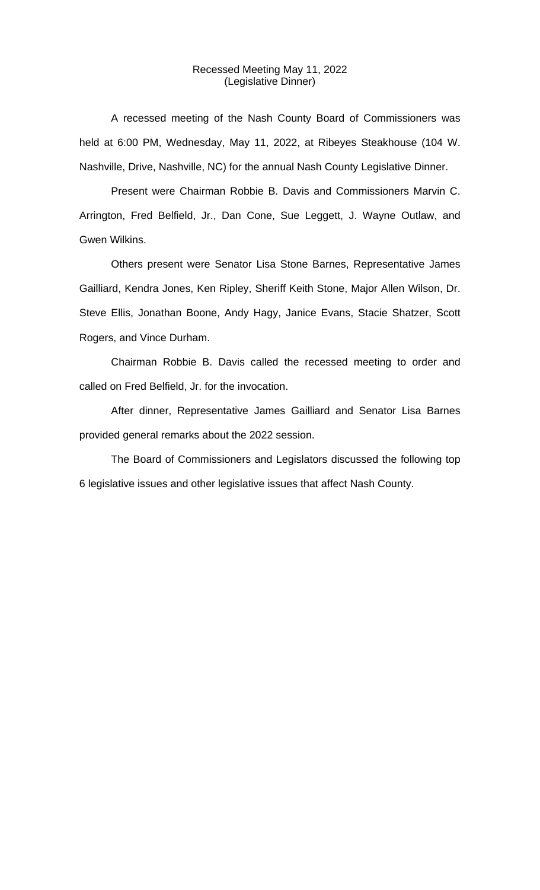Recessed Meeting May 11, 2022
(Legislative Dinner)

A recessed meeting of the Nash County Board of Commissioners was held at 6:00 PM, Wednesday, May 11, 2022, at Ribeyes Steakhouse (104 W. Nashville, Drive, Nashville, NC) for the annual Nash County Legislative Dinner.

Present were Chairman Robbie B. Davis and Commissioners Marvin C. Arrington, Fred Belfield, Jr., Dan Cone, Sue Leggett, J. Wayne Outlaw, and Gwen Wilkins.

Others present were Senator Lisa Stone Barnes, Representative James Gailliard, Kendra Jones, Ken Ripley, Sheriff Keith Stone, Major Allen Wilson, Dr. Steve Ellis, Jonathan Boone, Andy Hagy, Janice Evans, Stacie Shatzer, Scott Rogers, and Vince Durham.

Chairman Robbie B. Davis called the recessed meeting to order and called on Fred Belfield, Jr. for the invocation.

After dinner, Representative James Gailliard and Senator Lisa Barnes provided general remarks about the 2022 session.

The Board of Commissioners and Legislators discussed the following top 6 legislative issues and other legislative issues that affect Nash County.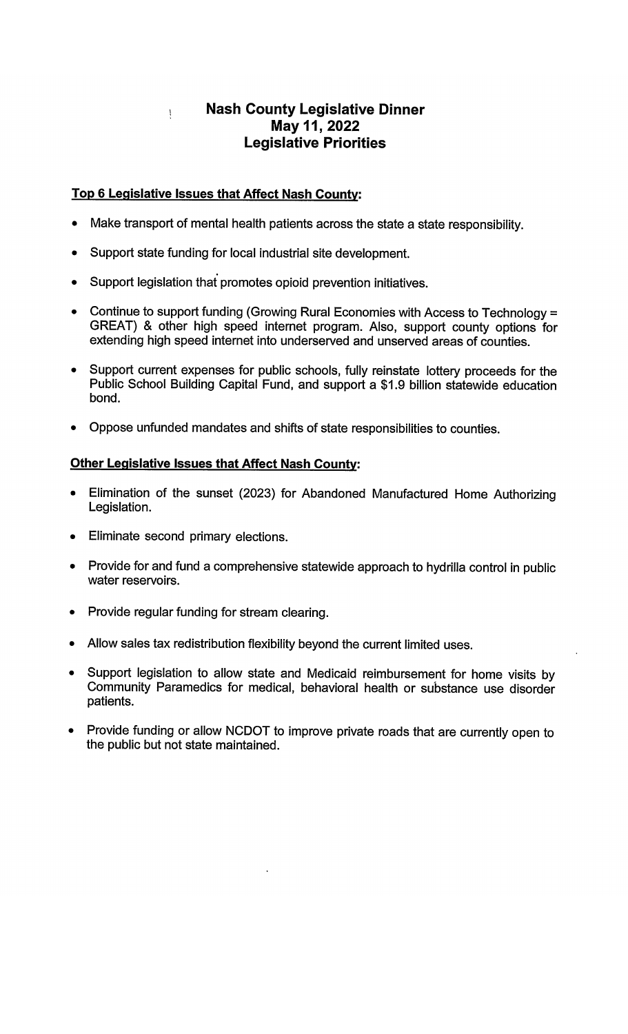# Nash County Legislative Dinner
# May 11, 2022
# Legislative Priorities

**Top 6 Legislative Issues that Affect Nash County:**

- Make transport of mental health patients across the state a state responsibility.
- Support state funding for local industrial site development.
- Support legislation that promotes opioid prevention initiatives.
- Continue to support funding (Growing Rural Economies with Access to Technology = GREAT) & other high speed internet program. Also, support county options for extending high speed internet into underserved and unserved areas of counties.
- Support current expenses for public schools, fully reinstate lottery proceeds for the Public School Building Capital Fund, and support a $1.9 billion statewide education bond.
- Oppose unfunded mandates and shifts of state responsibilities to counties.

**Other Legislative Issues that Affect Nash County:**

- Elimination of the sunset (2023) for Abandoned Manufactured Home Authorizing Legislation.
- Eliminate second primary elections.
- Provide for and fund a comprehensive statewide approach to hydrilla control in public water reservoirs.
- Provide regular funding for stream clearing.
- Allow sales tax redistribution flexibility beyond the current limited uses.
- Support legislation to allow state and Medicaid reimbursement for home visits by Community Paramedics for medical, behavioral health or substance use disorder patients.
- Provide funding or allow NCDOT to improve private roads that are currently open to the public but not state maintained.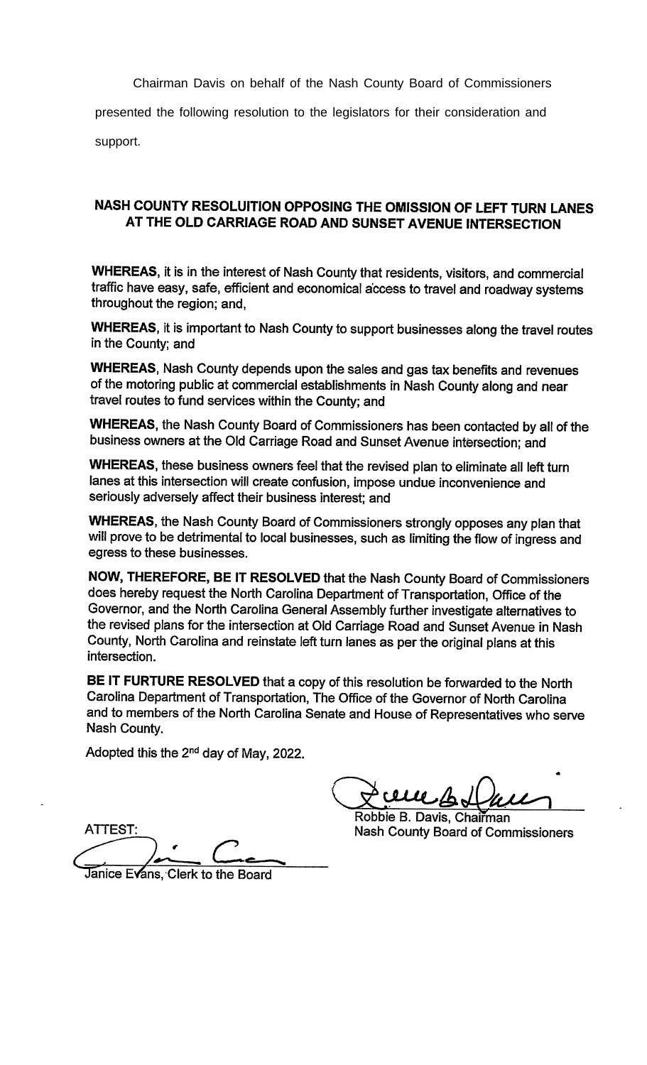Chairman Davis on behalf of the Nash County Board of Commissioners presented the following resolution to the legislators for their consideration and support.

## NASH COUNTY RESOLUITION OPPOSING THE OMISSION OF LEFT TURN LANES AT THE OLD CARRIAGE ROAD AND SUNSET AVENUE INTERSECTION

**WHEREAS**, it is in the interest of Nash County that residents, visitors, and commercial traffic have easy, safe, efficient and economical access to travel and roadway systems throughout the region; and,

**WHEREAS**, it is important to Nash County to support businesses along the travel routes in the County; and

**WHEREAS**, Nash County depends upon the sales and gas tax benefits and revenues of the motoring public at commercial establishments in Nash County along and near travel routes to fund services within the County; and

**WHEREAS**, the Nash County Board of Commissioners has been contacted by all of the business owners at the Old Carriage Road and Sunset Avenue intersection; and

**WHEREAS**, these business owners feel that the revised plan to eliminate all left turn lanes at this intersection will create confusion, impose undue inconvenience and seriously adversely affect their business interest; and

**WHEREAS**, the Nash County Board of Commissioners strongly opposes any plan that will prove to be detrimental to local businesses, such as limiting the flow of ingress and egress to these businesses.

**NOW, THEREFORE, BE IT RESOLVED** that the Nash County Board of Commissioners does hereby request the North Carolina Department of Transportation, Office of the Governor, and the North Carolina General Assembly further investigate alternatives to the revised plans for the intersection at Old Carriage Road and Sunset Avenue in Nash County, North Carolina and reinstate left turn lanes as per the original plans at this intersection.

**BE IT FURTURE RESOLVED** that a copy of this resolution be forwarded to the North Carolina Department of Transportation, The Office of the Governor of North Carolina and to members of the North Carolina Senate and House of Representatives who serve Nash County.

Adopted this the 2nd day of May, 2022.

Robbie B. Davis, Chairman
Nash County Board of Commissioners

ATTEST:

Janice Evans, Clerk to the Board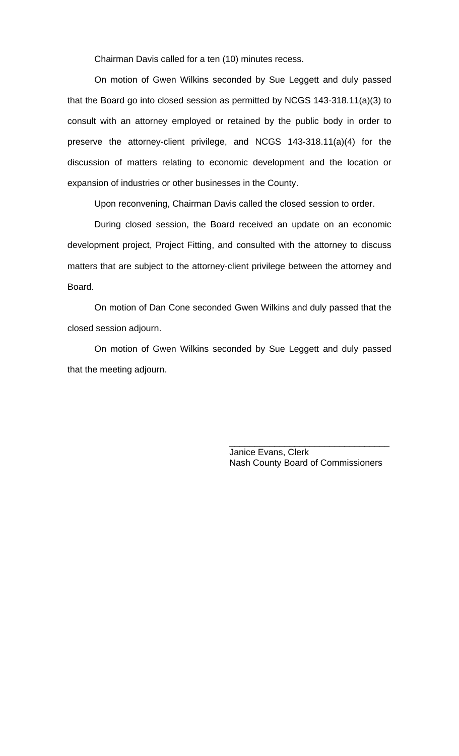Chairman Davis called for a ten (10) minutes recess.

On motion of Gwen Wilkins seconded by Sue Leggett and duly passed that the Board go into closed session as permitted by NCGS 143-318.11(a)(3) to consult with an attorney employed or retained by the public body in order to preserve the attorney-client privilege, and NCGS 143-318.11(a)(4) for the discussion of matters relating to economic development and the location or expansion of industries or other businesses in the County.

Upon reconvening, Chairman Davis called the closed session to order.

During closed session, the Board received an update on an economic development project, Project Fitting, and consulted with the attorney to discuss matters that are subject to the attorney-client privilege between the attorney and Board.

On motion of Dan Cone seconded Gwen Wilkins and duly passed that the closed session adjourn.

On motion of Gwen Wilkins seconded by Sue Leggett and duly passed that the meeting adjourn.

\_\_\_\_\_\_\_\_\_\_\_\_\_\_\_\_\_\_\_\_\_\_\_\_\_\_\_\_\_\_\_\_
Janice Evans, Clerk
Nash County Board of Commissioners